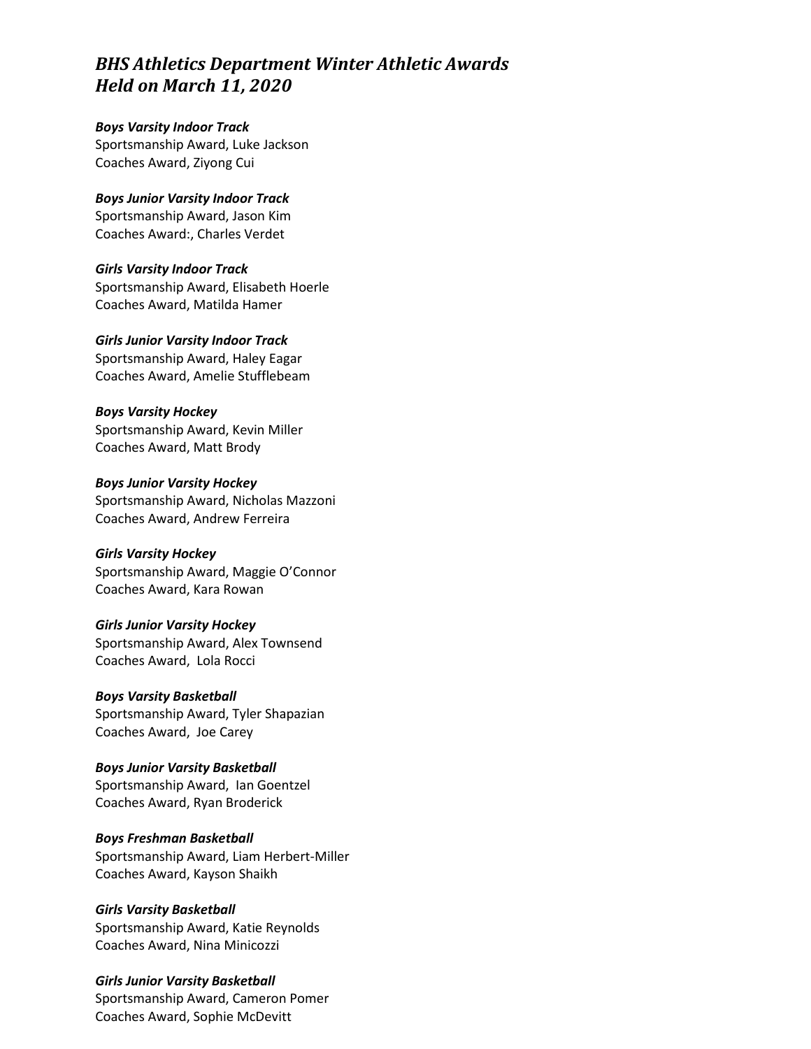# *BHS Athletics Department Winter Athletic Awards Held on March 11, 2020*

***Boys Varsity Indoor Track***
Sportsmanship Award, Luke Jackson
Coaches Award, Ziyong Cui

***Boys Junior Varsity Indoor Track***
Sportsmanship Award, Jason Kim
Coaches Award:, Charles Verdet

***Girls Varsity Indoor Track***
Sportsmanship Award, Elisabeth Hoerle
Coaches Award, Matilda Hamer

***Girls Junior Varsity Indoor Track***
Sportsmanship Award, Haley Eagar
Coaches Award, Amelie Stufflebeam

***Boys Varsity Hockey***
Sportsmanship Award, Kevin Miller
Coaches Award, Matt Brody

***Boys Junior Varsity Hockey***
Sportsmanship Award, Nicholas Mazzoni
Coaches Award, Andrew Ferreira

***Girls Varsity Hockey***
Sportsmanship Award, Maggie O'Connor
Coaches Award, Kara Rowan

***Girls Junior Varsity Hockey***
Sportsmanship Award, Alex Townsend
Coaches Award, Lola Rocci

***Boys Varsity Basketball***
Sportsmanship Award, Tyler Shapazian
Coaches Award, Joe Carey

***Boys Junior Varsity Basketball***
Sportsmanship Award, Ian Goentzel
Coaches Award, Ryan Broderick

***Boys Freshman Basketball***
Sportsmanship Award, Liam Herbert-Miller
Coaches Award, Kayson Shaikh

***Girls Varsity Basketball***
Sportsmanship Award, Katie Reynolds
Coaches Award, Nina Minicozzi

***Girls Junior Varsity Basketball***
Sportsmanship Award, Cameron Pomer
Coaches Award, Sophie McDevitt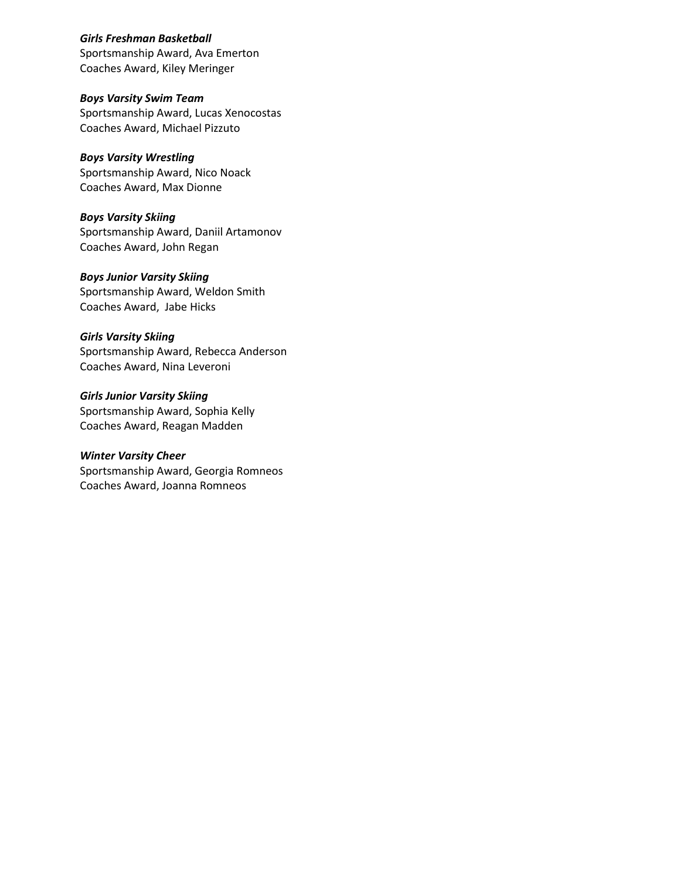***Girls Freshman Basketball***
Sportsmanship Award, Ava Emerton
Coaches Award, Kiley Meringer

***Boys Varsity Swim Team***
Sportsmanship Award, Lucas Xenocostas
Coaches Award, Michael Pizzuto

***Boys Varsity Wrestling***
Sportsmanship Award, Nico Noack
Coaches Award, Max Dionne

***Boys Varsity Skiing***
Sportsmanship Award, Daniil Artamonov
Coaches Award, John Regan

***Boys Junior Varsity Skiing***
Sportsmanship Award, Weldon Smith
Coaches Award, Jabe Hicks

***Girls Varsity Skiing***
Sportsmanship Award, Rebecca Anderson
Coaches Award, Nina Leveroni

***Girls Junior Varsity Skiing***
Sportsmanship Award, Sophia Kelly
Coaches Award, Reagan Madden

***Winter Varsity Cheer***
Sportsmanship Award, Georgia Romneos
Coaches Award, Joanna Romneos